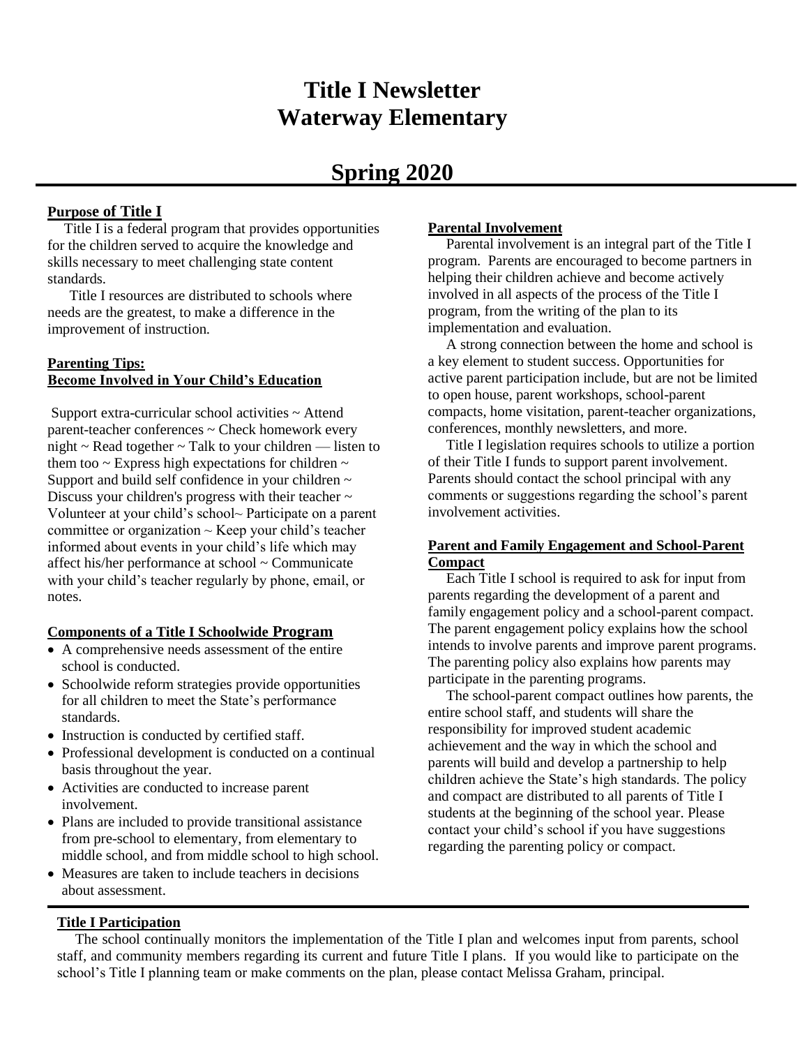# Title I Newsletter
# Waterway Elementary

## Spring 2020

### Purpose of Title I

Title I is a federal program that provides opportunities for the children served to acquire the knowledge and skills necessary to meet challenging state content standards.

Title I resources are distributed to schools where needs are the greatest, to make a difference in the improvement of instruction.

### Parenting Tips: Become Involved in Your Child's Education

Support extra-curricular school activities ~ Attend parent-teacher conferences ~ Check homework every night ~ Read together ~ Talk to your children — listen to them too ~ Express high expectations for children ~ Support and build self confidence in your children ~ Discuss your children's progress with their teacher ~ Volunteer at your child's school~ Participate on a parent committee or organization ~ Keep your child's teacher informed about events in your child's life which may affect his/her performance at school ~ Communicate with your child's teacher regularly by phone, email, or notes.

### Components of a Title I Schoolwide Program

- A comprehensive needs assessment of the entire school is conducted.
- Schoolwide reform strategies provide opportunities for all children to meet the State's performance standards.
- Instruction is conducted by certified staff.
- Professional development is conducted on a continual basis throughout the year.
- Activities are conducted to increase parent involvement.
- Plans are included to provide transitional assistance from pre-school to elementary, from elementary to middle school, and from middle school to high school.
- Measures are taken to include teachers in decisions about assessment.

### Parental Involvement

Parental involvement is an integral part of the Title I program. Parents are encouraged to become partners in helping their children achieve and become actively involved in all aspects of the process of the Title I program, from the writing of the plan to its implementation and evaluation.

A strong connection between the home and school is a key element to student success. Opportunities for active parent participation include, but are not be limited to open house, parent workshops, school-parent compacts, home visitation, parent-teacher organizations, conferences, monthly newsletters, and more.

Title I legislation requires schools to utilize a portion of their Title I funds to support parent involvement. Parents should contact the school principal with any comments or suggestions regarding the school's parent involvement activities.

### Parent and Family Engagement and School-Parent Compact

Each Title I school is required to ask for input from parents regarding the development of a parent and family engagement policy and a school-parent compact. The parent engagement policy explains how the school intends to involve parents and improve parent programs. The parenting policy also explains how parents may participate in the parenting programs.

The school-parent compact outlines how parents, the entire school staff, and students will share the responsibility for improved student academic achievement and the way in which the school and parents will build and develop a partnership to help children achieve the State's high standards. The policy and compact are distributed to all parents of Title I students at the beginning of the school year. Please contact your child's school if you have suggestions regarding the parenting policy or compact.

### Title I Participation

The school continually monitors the implementation of the Title I plan and welcomes input from parents, school staff, and community members regarding its current and future Title I plans. If you would like to participate on the school's Title I planning team or make comments on the plan, please contact Melissa Graham, principal.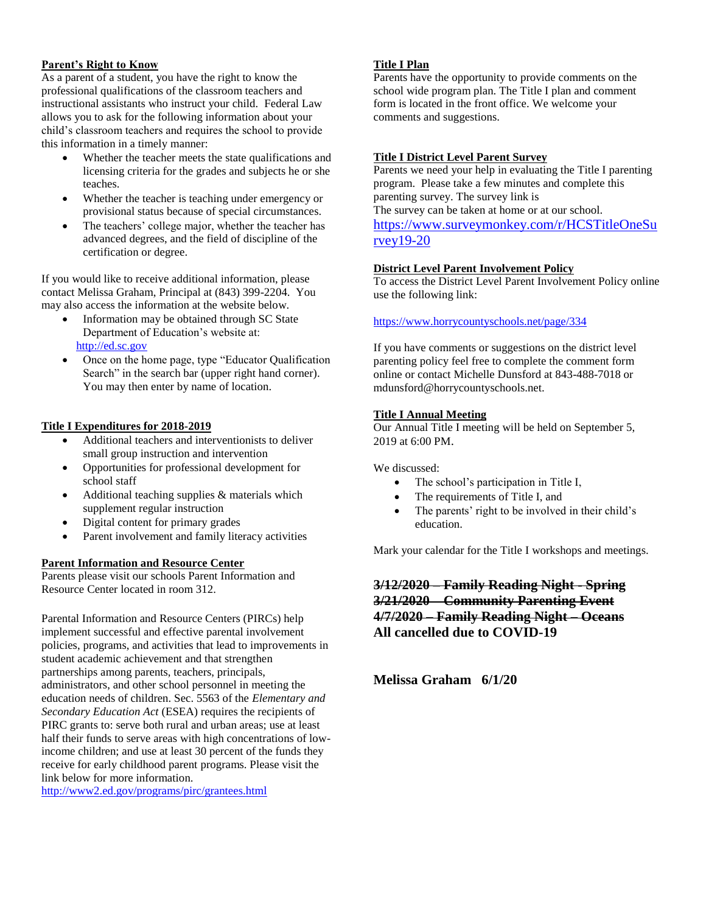## Parent's Right to Know

As a parent of a student, you have the right to know the professional qualifications of the classroom teachers and instructional assistants who instruct your child. Federal Law allows you to ask for the following information about your child's classroom teachers and requires the school to provide this information in a timely manner:

- Whether the teacher meets the state qualifications and licensing criteria for the grades and subjects he or she teaches.
- Whether the teacher is teaching under emergency or provisional status because of special circumstances.
- The teachers' college major, whether the teacher has advanced degrees, and the field of discipline of the certification or degree.

If you would like to receive additional information, please contact Melissa Graham, Principal at (843) 399-2204. You may also access the information at the website below.

- Information may be obtained through SC State Department of Education's website at: http://ed.sc.gov
- Once on the home page, type "Educator Qualification Search" in the search bar (upper right hand corner). You may then enter by name of location.

## Title I Expenditures for 2018-2019

- Additional teachers and interventionists to deliver small group instruction and intervention
- Opportunities for professional development for school staff
- Additional teaching supplies & materials which supplement regular instruction
- Digital content for primary grades
- Parent involvement and family literacy activities

## Parent Information and Resource Center

Parents please visit our schools Parent Information and Resource Center located in room 312.

Parental Information and Resource Centers (PIRCs) help implement successful and effective parental involvement policies, programs, and activities that lead to improvements in student academic achievement and that strengthen partnerships among parents, teachers, principals, administrators, and other school personnel in meeting the education needs of children. Sec. 5563 of the *Elementary and Secondary Education Act* (ESEA) requires the recipients of PIRC grants to: serve both rural and urban areas; use at least half their funds to serve areas with high concentrations of low-income children; and use at least 30 percent of the funds they receive for early childhood parent programs. Please visit the link below for more information.
http://www2.ed.gov/programs/pirc/grantees.html

## Title I Plan

Parents have the opportunity to provide comments on the school wide program plan. The Title I plan and comment form is located in the front office. We welcome your comments and suggestions.

## Title I District Level Parent Survey

Parents we need your help in evaluating the Title I parenting program. Please take a few minutes and complete this parenting survey. The survey link is
The survey can be taken at home or at our school.
https://www.surveymonkey.com/r/HCSTitleOneSurvey19-20

## District Level Parent Involvement Policy

To access the District Level Parent Involvement Policy online use the following link:

https://www.horrycountyschools.net/page/334

If you have comments or suggestions on the district level parenting policy feel free to complete the comment form online or contact Michelle Dunsford at 843-488-7018 or mdunsford@horrycountyschools.net.

## Title I Annual Meeting

Our Annual Title I meeting will be held on September 5, 2019 at 6:00 PM.

We discussed:

- The school's participation in Title I,
- The requirements of Title I, and
- The parents' right to be involved in their child's education.

Mark your calendar for the Title I workshops and meetings.

**~~3/12/2020 – Family Reading Night - Spring~~**
**~~3/21/2020 – Community Parenting Event~~**
**~~4/7/2020 – Family Reading Night – Oceans~~**
**All cancelled due to COVID-19**

**Melissa Graham 6/1/20**